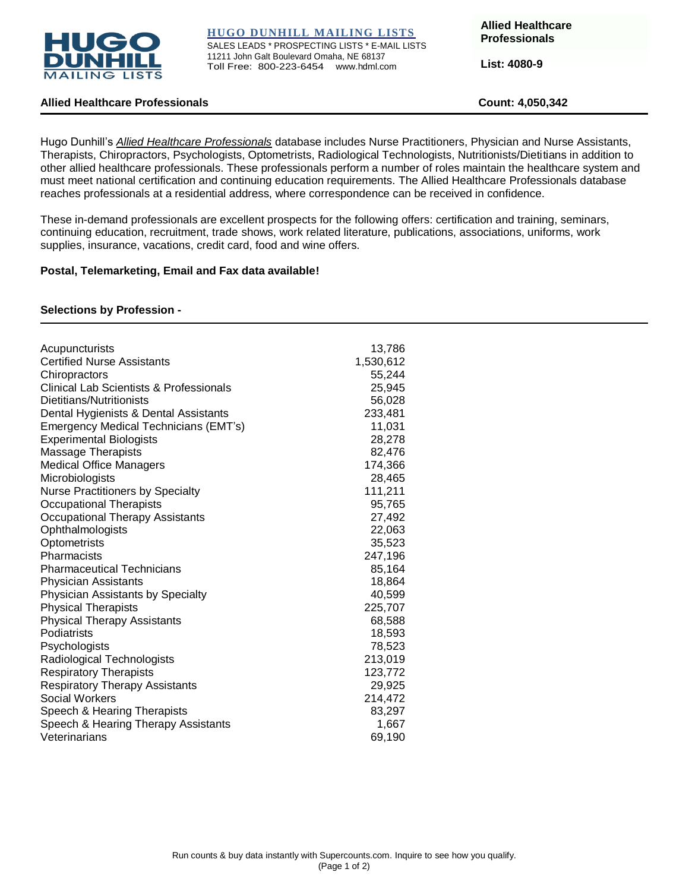**HUGO DUNHILL MAILING LISTS**

SALES LEADS * PROSPECTING LISTS * E-MAIL LISTS
11211 John Galt Boulevard Omaha, NE 68137
Toll Free: 800-223-6454 www.hdml.com

**Allied Healthcare Professionals**

**List: 4080-9**

## Allied Healthcare Professionals

**Count: 4,050,342**

Hugo Dunhill's *Allied Healthcare Professionals* database includes Nurse Practitioners, Physician and Nurse Assistants, Therapists, Chiropractors, Psychologists, Optometrists, Radiological Technologists, Nutritionists/Dietitians in addition to other allied healthcare professionals. These professionals perform a number of roles maintain the healthcare system and must meet national certification and continuing education requirements. The Allied Healthcare Professionals database reaches professionals at a residential address, where correspondence can be received in confidence.

These in-demand professionals are excellent prospects for the following offers: certification and training, seminars, continuing education, recruitment, trade shows, work related literature, publications, associations, uniforms, work supplies, insurance, vacations, credit card, food and wine offers.

**Postal, Telemarketing, Email and Fax data available!**

### Selections by Profession -

| Profession | Count |
|---|---:|
| Acupuncturists | 13,786 |
| Certified Nurse Assistants | 1,530,612 |
| Chiropractors | 55,244 |
| Clinical Lab Scientists & Professionals | 25,945 |
| Dietitians/Nutritionists | 56,028 |
| Dental Hygienists & Dental Assistants | 233,481 |
| Emergency Medical Technicians (EMT's) | 11,031 |
| Experimental Biologists | 28,278 |
| Massage Therapists | 82,476 |
| Medical Office Managers | 174,366 |
| Microbiologists | 28,465 |
| Nurse Practitioners by Specialty | 111,211 |
| Occupational Therapists | 95,765 |
| Occupational Therapy Assistants | 27,492 |
| Ophthalmologists | 22,063 |
| Optometrists | 35,523 |
| Pharmacists | 247,196 |
| Pharmaceutical Technicians | 85,164 |
| Physician Assistants | 18,864 |
| Physician Assistants by Specialty | 40,599 |
| Physical Therapists | 225,707 |
| Physical Therapy Assistants | 68,588 |
| Podiatrists | 18,593 |
| Psychologists | 78,523 |
| Radiological Technologists | 213,019 |
| Respiratory Therapists | 123,772 |
| Respiratory Therapy Assistants | 29,925 |
| Social Workers | 214,472 |
| Speech & Hearing Therapists | 83,297 |
| Speech & Hearing Therapy Assistants | 1,667 |
| Veterinarians | 69,190 |

Run counts & buy data instantly with Supercounts.com. Inquire to see how you qualify.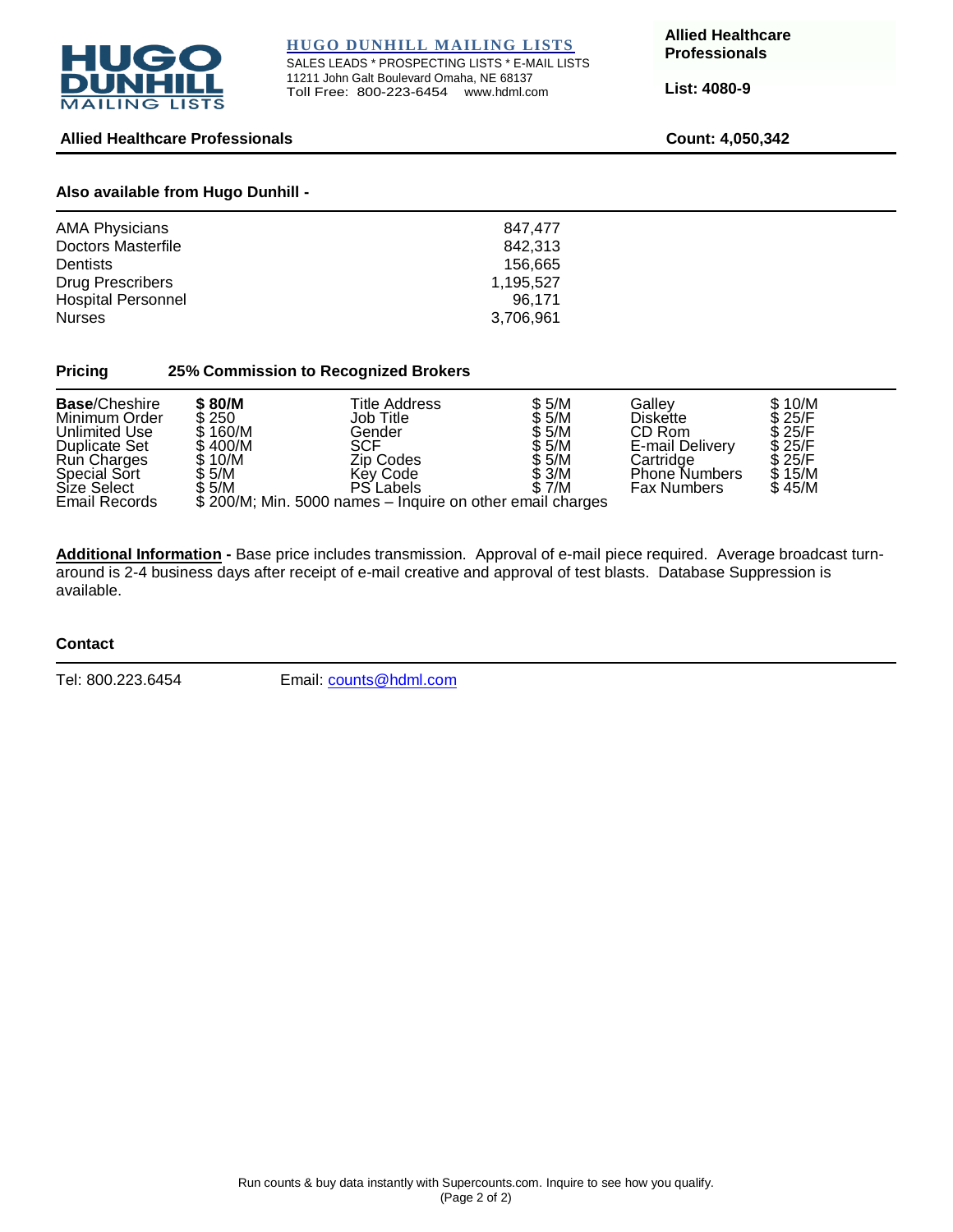**HUGO DUNHILL MAILING LISTS**
SALES LEADS * PROSPECTING LISTS * E-MAIL LISTS
11211 John Galt Boulevard Omaha, NE 68137
Toll Free: 800-223-6454 www.hdml.com

**Allied Healthcare Professionals**

**List: 4080-9**

## Allied Healthcare Professionals

**Count: 4,050,342**

### Also available from Hugo Dunhill -

| | |
|---|---|
| AMA Physicians | 847,477 |
| Doctors Masterfile | 842,313 |
| Dentists | 156,665 |
| Drug Prescribers | 1,195,527 |
| Hospital Personnel | 96,171 |
| Nurses | 3,706,961 |

### Pricing — 25% Commission to Recognized Brokers

| | | | | | |
|---|---|---|---|---|---|
| **Base**/Cheshire | **$ 80/M** | Title Address | $ 5/M | Galley | $ 10/M |
| Minimum Order | $ 250 | Job Title | $ 5/M | Diskette | $ 25/F |
| Unlimited Use | $ 160/M | Gender | $ 5/M | CD Rom | $ 25/F |
| Duplicate Set | $ 400/M | SCF | $ 5/M | E-mail Delivery | $ 25/F |
| Run Charges | $ 10/M | Zip Codes | $ 5/M | Cartridge | $ 25/F |
| Special Sort | $ 5/M | Key Code | $ 3/M | Phone Numbers | $ 15/M |
| Size Select | $ 5/M | PS Labels | $ 7/M | Fax Numbers | $ 45/M |
| Email Records | $ 200/M; Min. 5000 names – Inquire on other email charges | | | | |

**Additional Information -** Base price includes transmission. Approval of e-mail piece required. Average broadcast turn-around is 2-4 business days after receipt of e-mail creative and approval of test blasts. Database Suppression is available.

### Contact

Tel: 800.223.6454 Email: counts@hdml.com

Run counts & buy data instantly with Supercounts.com. Inquire to see how you qualify.